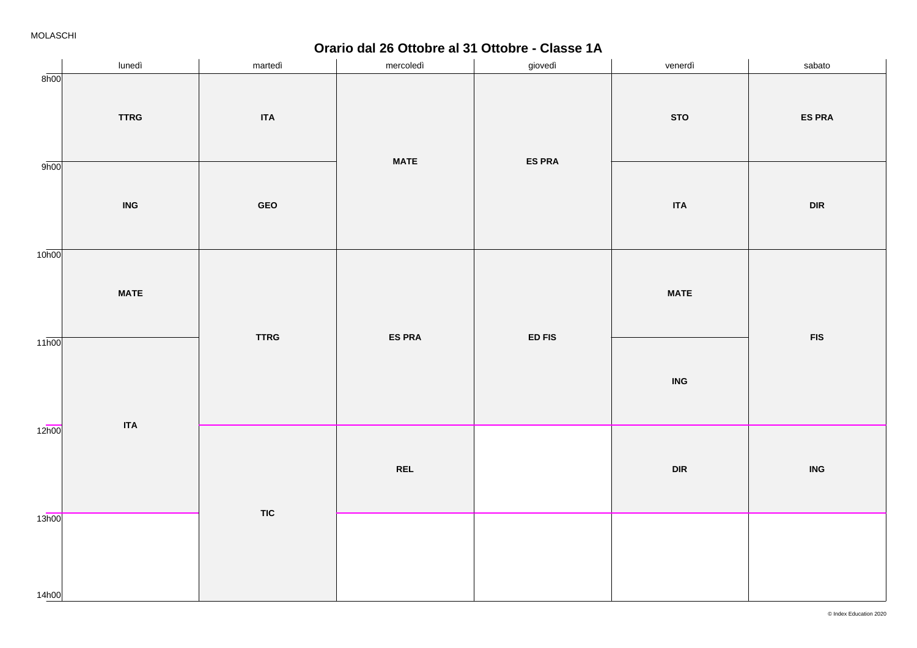MOLASCHI

## Orario dal 26 Ottobre al 31 Ottobre - Classe 1A

| | lunedì | martedì | mercoledì | giovedì | venerdì | sabato |
|---|---|---|---|---|---|---|
| 8h00 | TTRG | ITA | MATE | ES PRA | STO | ES PRA |
| 9h00 | ING | GEO | MATE | ES PRA | ITA | DIR |
| 10h00 | MATE | TTRG | ES PRA | ED FIS | MATE | FIS |
| 11h00 | ITA | TTRG | ES PRA | ED FIS | ING | FIS |
| 12h00 | ITA | TIC | REL | | DIR | ING |
| 13h00 | | TIC | | | | |
| 14h00 | | | | | | |

© Index Education 2020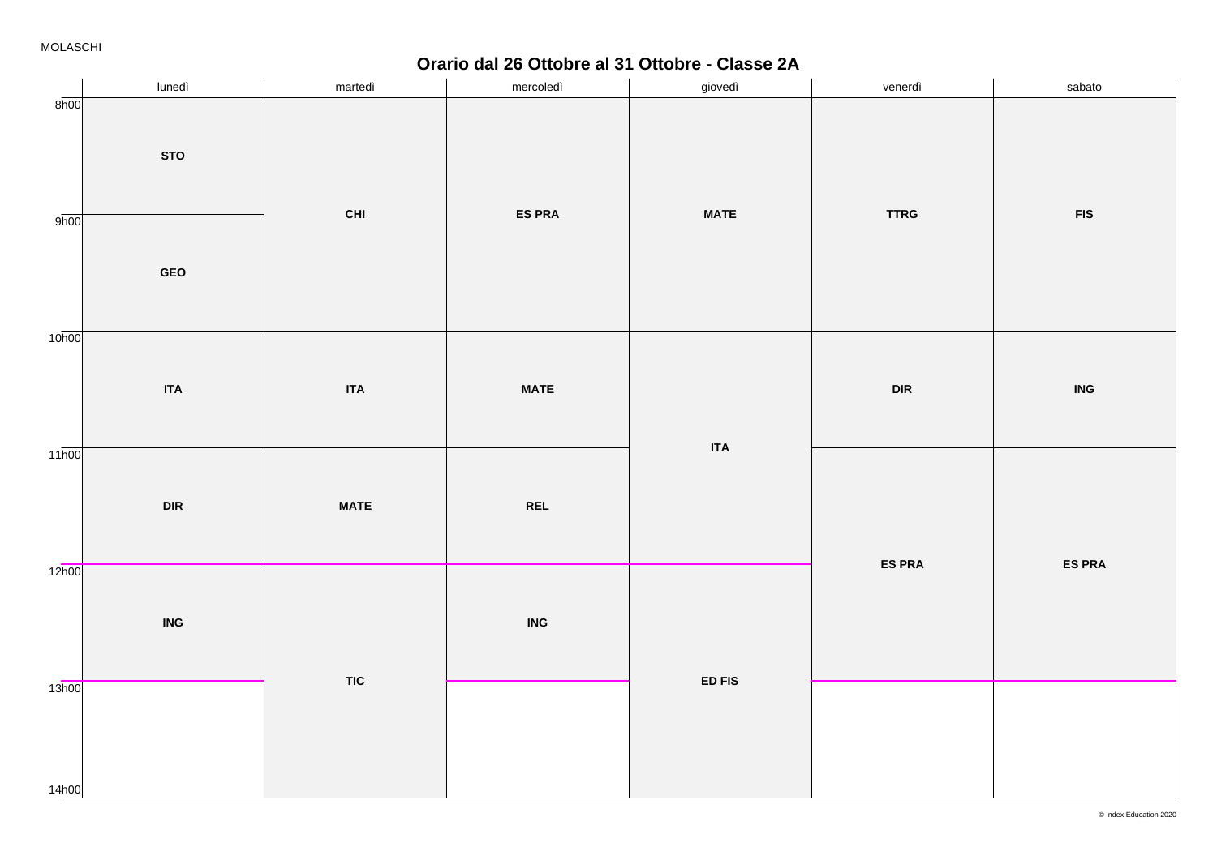MOLASCHI

# Orario dal 26 Ottobre al 31 Ottobre - Classe 2A

| | lunedì | martedì | mercoledì | giovedì | venerdì | sabato |
|---|---|---|---|---|---|---|
| 8h00 | STO | CHI | ES PRA | MATE | TTRG | FIS |
| 9h00 | GEO | CHI | ES PRA | MATE | TTRG | FIS |
| 10h00 | ITA | ITA | MATE | ITA | DIR | ING |
| 11h00 | DIR | MATE | REL | ITA | ES PRA | ES PRA |
| 12h00 | ING | TIC | ING | ED FIS | ES PRA | ES PRA |
| 13h00 | | TIC | | ED FIS | | |
| 14h00 | | | | | | |

© Index Education 2020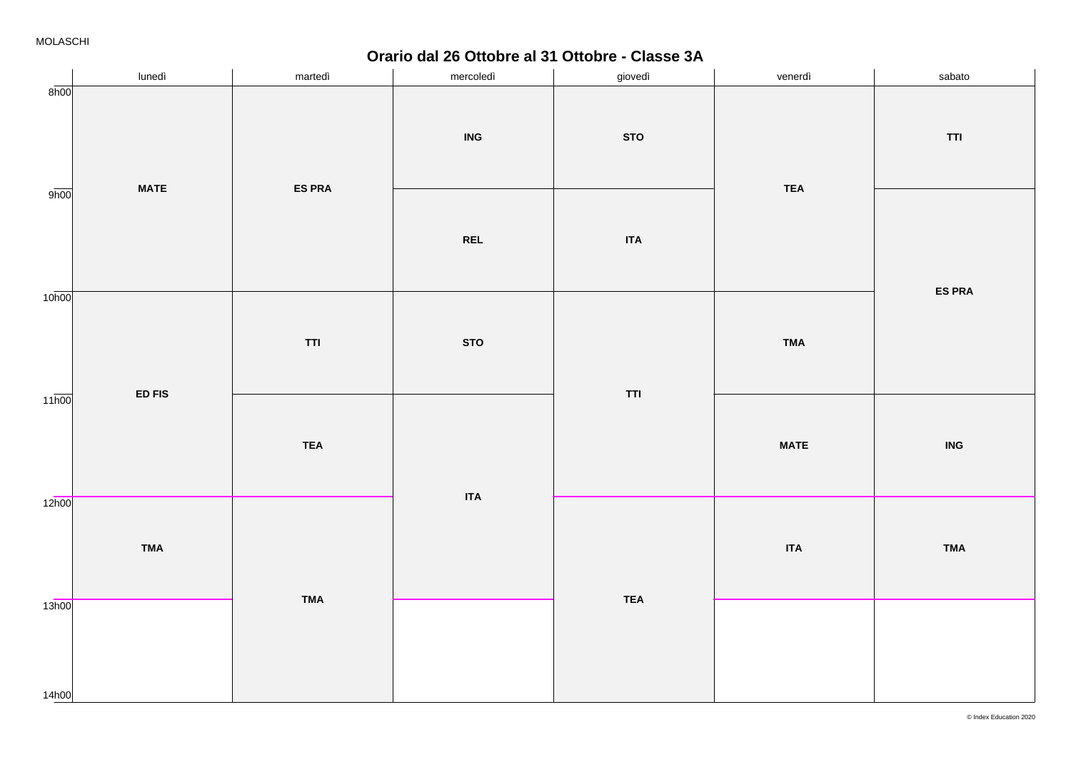MOLASCHI

## Orario dal 26 Ottobre al 31 Ottobre - Classe 3A

| | lunedì | martedì | mercoledì | giovedì | venerdì | sabato |
|---|---|---|---|---|---|---|
| 8h00 | MATE | ES PRA | ING | STO | TEA | TTI |
| 9h00 | MATE | ES PRA | REL | ITA | TEA | ES PRA |
| 10h00 | ED FIS | TTI | STO | TTI | TMA | ES PRA |
| 11h00 | ED FIS | TEA | ITA | TTI | MATE | ING |
| 12h00 | TMA | TMA | ITA | TEA | ITA | TMA |
| 13h00 | | TMA | | TEA | | |

© Index Education 2020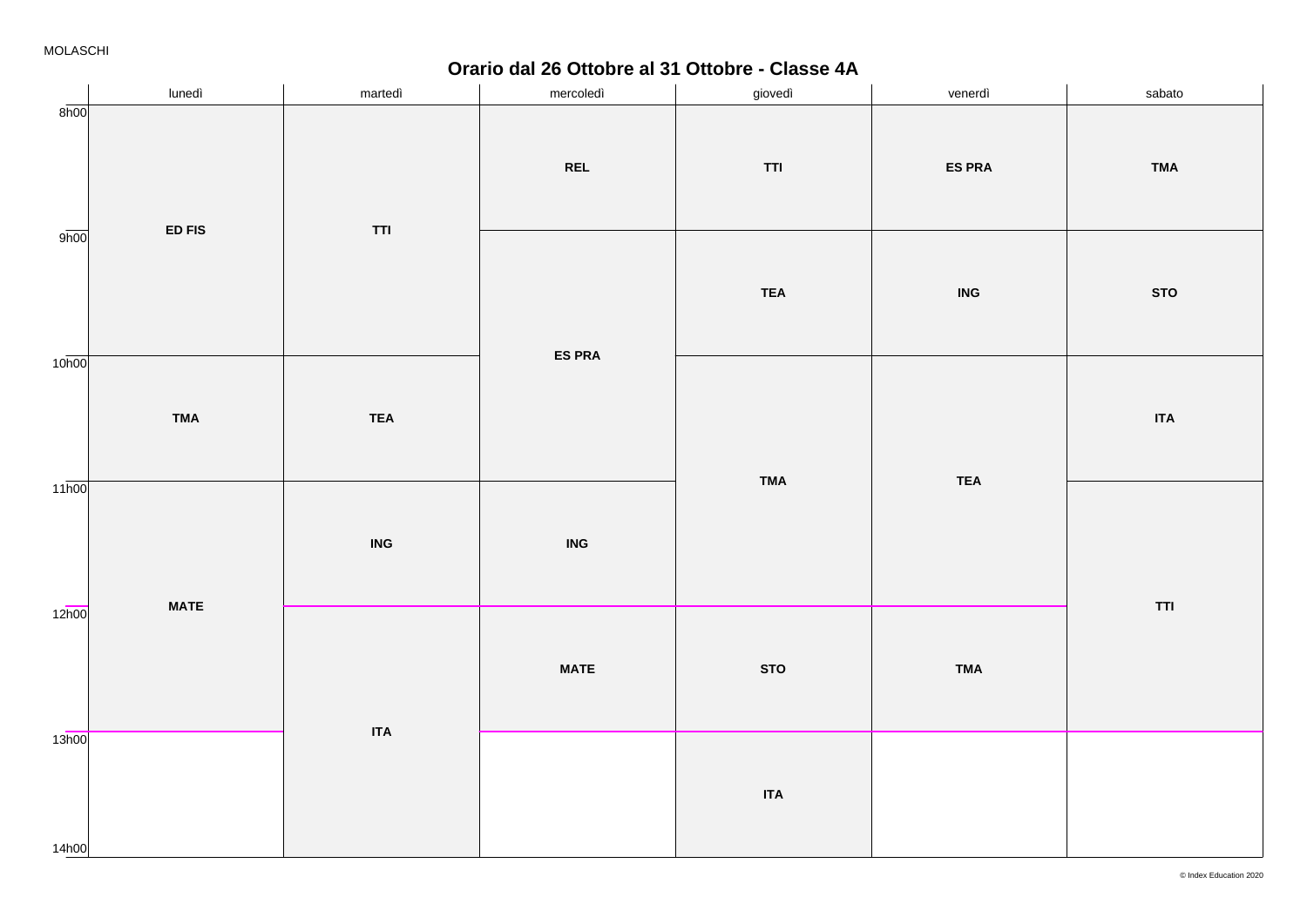MOLASCHI

# Orario dal 26 Ottobre al 31 Ottobre - Classe 4A

| | lunedì | martedì | mercoledì | giovedì | venerdì | sabato |
|---|---|---|---|---|---|---|
| 8h00 | **ED FIS** | **TTI** | **REL** | **TTI** | **ES PRA** | **TMA** |
| 9h00 | **ED FIS** | **TTI** | **ES PRA** | **TEA** | **ING** | **STO** |
| 10h00 | **TMA** | **TEA** | **ES PRA** | **TMA** | **TEA** | **ITA** |
| 11h00 | **MATE** | **ING** | **ING** | **TMA** | **TEA** | **TTI** |
| 12h00 | **MATE** | **ITA** | **MATE** | **STO** | **TMA** | **TTI** |
| 13h00 | | **ITA** | | **ITA** | | |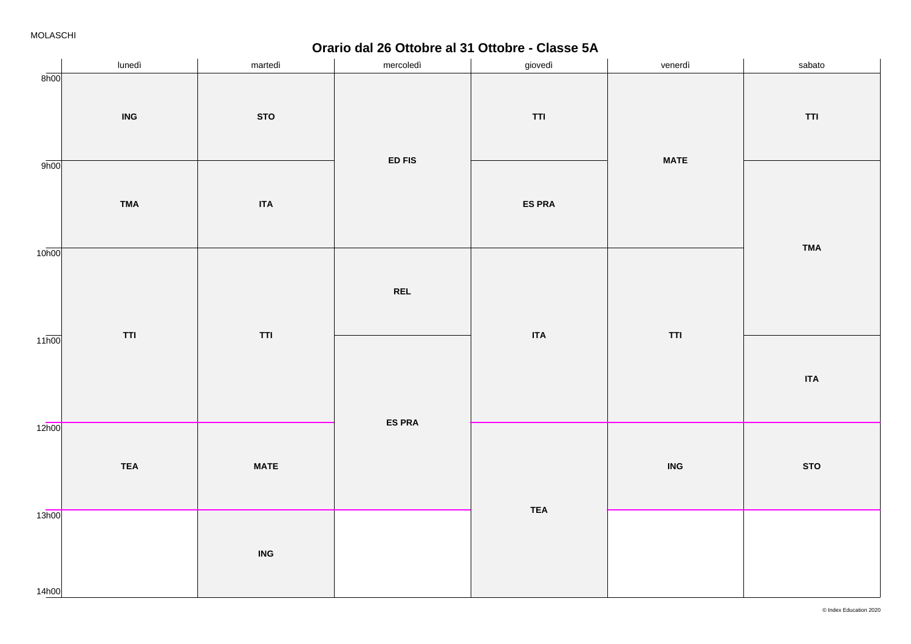MOLASCHI

# Orario dal 26 Ottobre al 31 Ottobre - Classe 5A

| | lunedì | martedì | mercoledì | giovedì | venerdì | sabato |
| --- | --- | --- | --- | --- | --- | --- |
| 8h00 | **ING** | **STO** | **ED FIS** | **TTI** | **MATE** | **TTI** |
| 9h00 | **TMA** | **ITA** | **ED FIS** | **ES PRA** | **MATE** | **TMA** |
| 10h00 | **TTI** | **TTI** | **REL** | **ITA** | **TTI** | **TMA** |
| 11h00 | **TTI** | **TTI** | **ES PRA** | **ITA** | **TTI** | **ITA** |
| 12h00 | **TEA** | **MATE** | **ES PRA** | **TEA** | **ING** | **STO** |
| 13h00 | | **ING** | | **TEA** | | |
| 14h00 | | | | | | |

© Index Education 2020